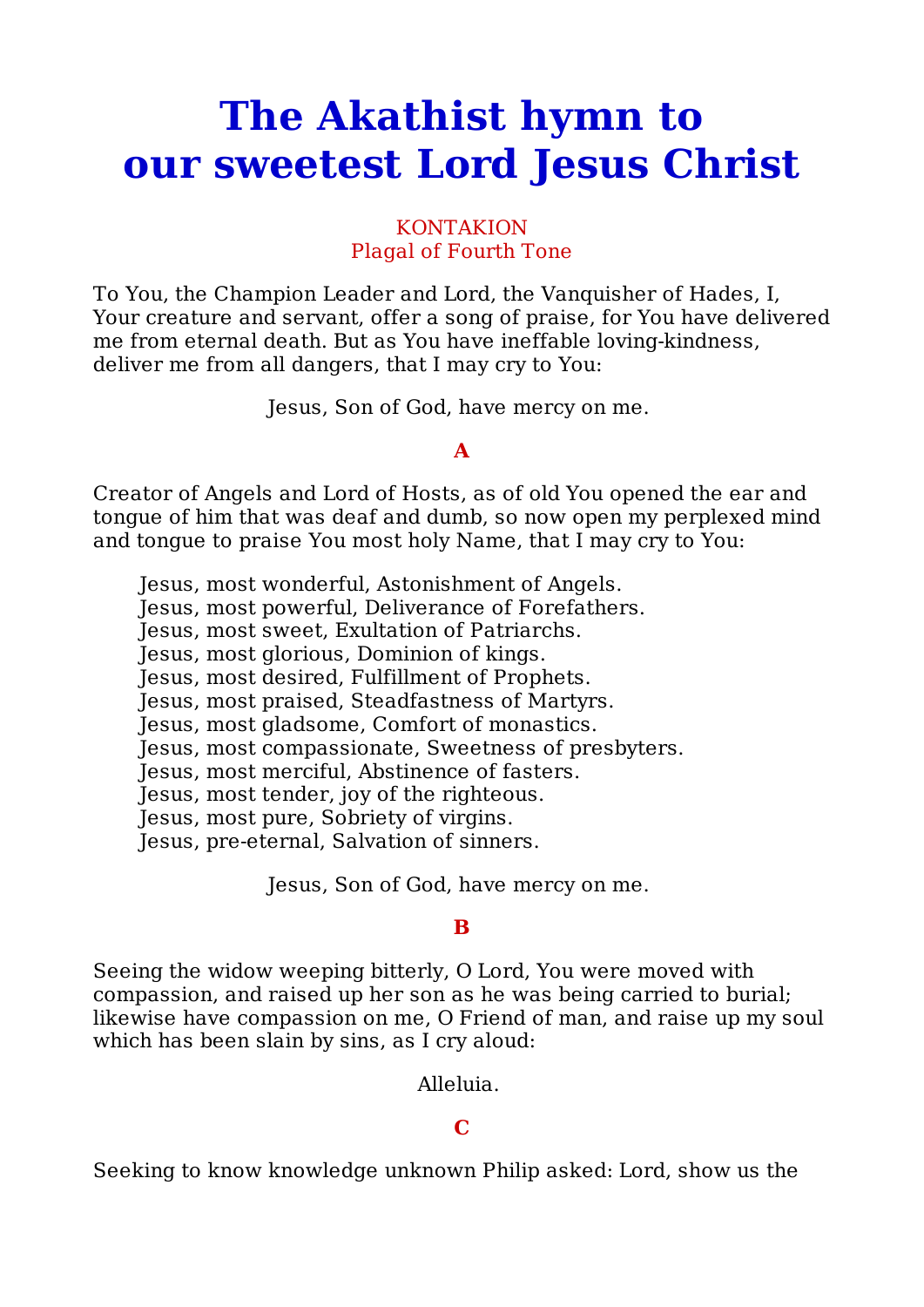# The Akathist hymn to our sweetest Lord Jesus Christ

KONTAKION
Plagal of Fourth Tone

To You, the Champion Leader and Lord, the Vanquisher of Hades, I, Your creature and servant, offer a song of praise, for You have delivered me from eternal death. But as You have ineffable loving-kindness, deliver me from all dangers, that I may cry to You:

Jesus, Son of God, have mercy on me.

**A**

Creator of Angels and Lord of Hosts, as of old You opened the ear and tongue of him that was deaf and dumb, so now open my perplexed mind and tongue to praise You most holy Name, that I may cry to You:

Jesus, most wonderful, Astonishment of Angels.
Jesus, most powerful, Deliverance of Forefathers.
Jesus, most sweet, Exultation of Patriarchs.
Jesus, most glorious, Dominion of kings.
Jesus, most desired, Fulfillment of Prophets.
Jesus, most praised, Steadfastness of Martyrs.
Jesus, most gladsome, Comfort of monastics.
Jesus, most compassionate, Sweetness of presbyters.
Jesus, most merciful, Abstinence of fasters.
Jesus, most tender, joy of the righteous.
Jesus, most pure, Sobriety of virgins.
Jesus, pre-eternal, Salvation of sinners.

Jesus, Son of God, have mercy on me.

**B**

Seeing the widow weeping bitterly, O Lord, You were moved with compassion, and raised up her son as he was being carried to burial; likewise have compassion on me, O Friend of man, and raise up my soul which has been slain by sins, as I cry aloud:

Alleluia.

**C**

Seeking to know knowledge unknown Philip asked: Lord, show us the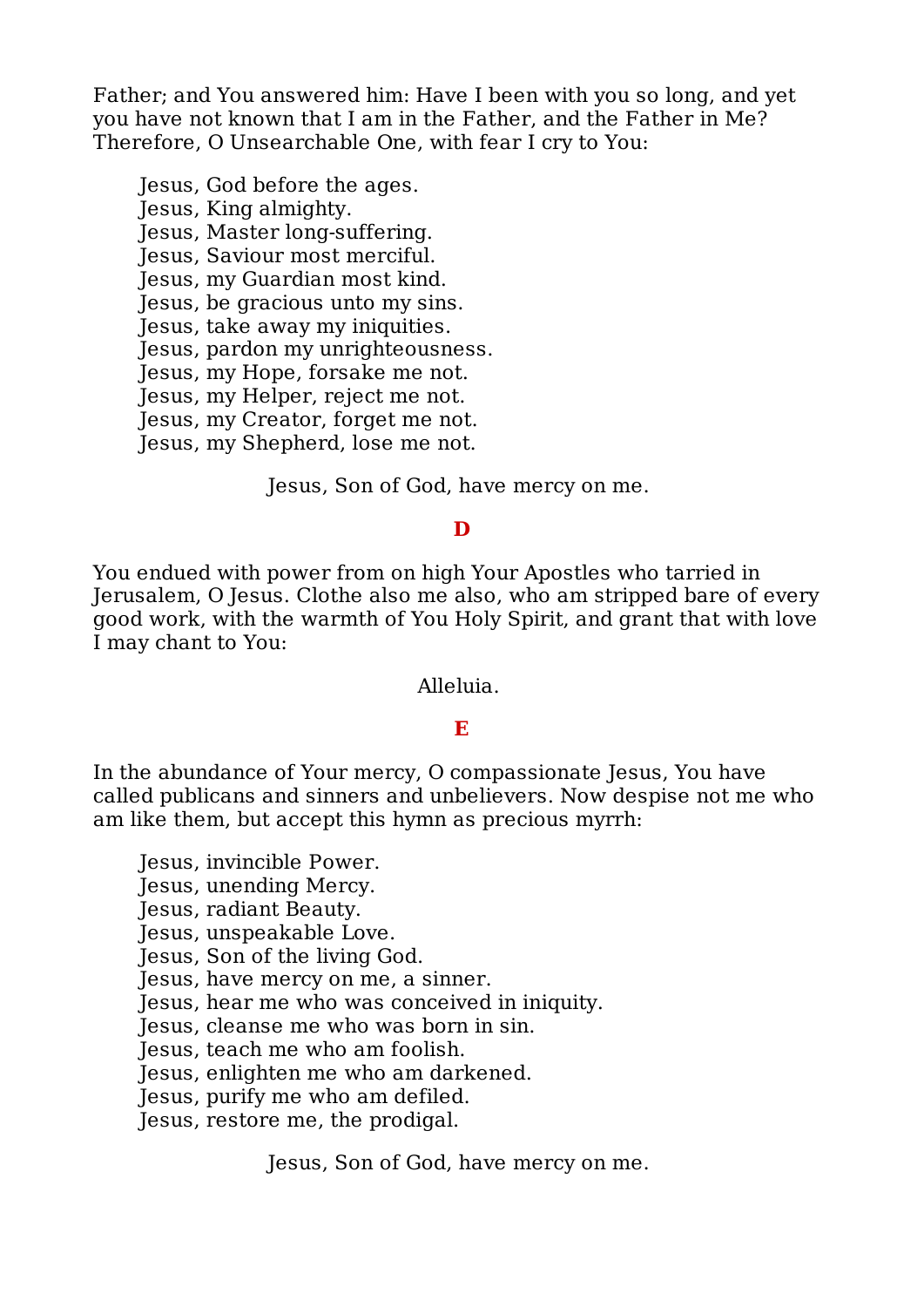Father; and You answered him: Have I been with you so long, and yet you have not known that I am in the Father, and the Father in Me? Therefore, O Unsearchable One, with fear I cry to You:

Jesus, God before the ages.
Jesus, King almighty.
Jesus, Master long-suffering.
Jesus, Saviour most merciful.
Jesus, my Guardian most kind.
Jesus, be gracious unto my sins.
Jesus, take away my iniquities.
Jesus, pardon my unrighteousness.
Jesus, my Hope, forsake me not.
Jesus, my Helper, reject me not.
Jesus, my Creator, forget me not.
Jesus, my Shepherd, lose me not.

Jesus, Son of God, have mercy on me.

**D**

You endued with power from on high Your Apostles who tarried in Jerusalem, O Jesus. Clothe also me also, who am stripped bare of every good work, with the warmth of You Holy Spirit, and grant that with love I may chant to You:

Alleluia.

**E**

In the abundance of Your mercy, O compassionate Jesus, You have called publicans and sinners and unbelievers. Now despise not me who am like them, but accept this hymn as precious myrrh:

Jesus, invincible Power.
Jesus, unending Mercy.
Jesus, radiant Beauty.
Jesus, unspeakable Love.
Jesus, Son of the living God.
Jesus, have mercy on me, a sinner.
Jesus, hear me who was conceived in iniquity.
Jesus, cleanse me who was born in sin.
Jesus, teach me who am foolish.
Jesus, enlighten me who am darkened.
Jesus, purify me who am defiled.
Jesus, restore me, the prodigal.

Jesus, Son of God, have mercy on me.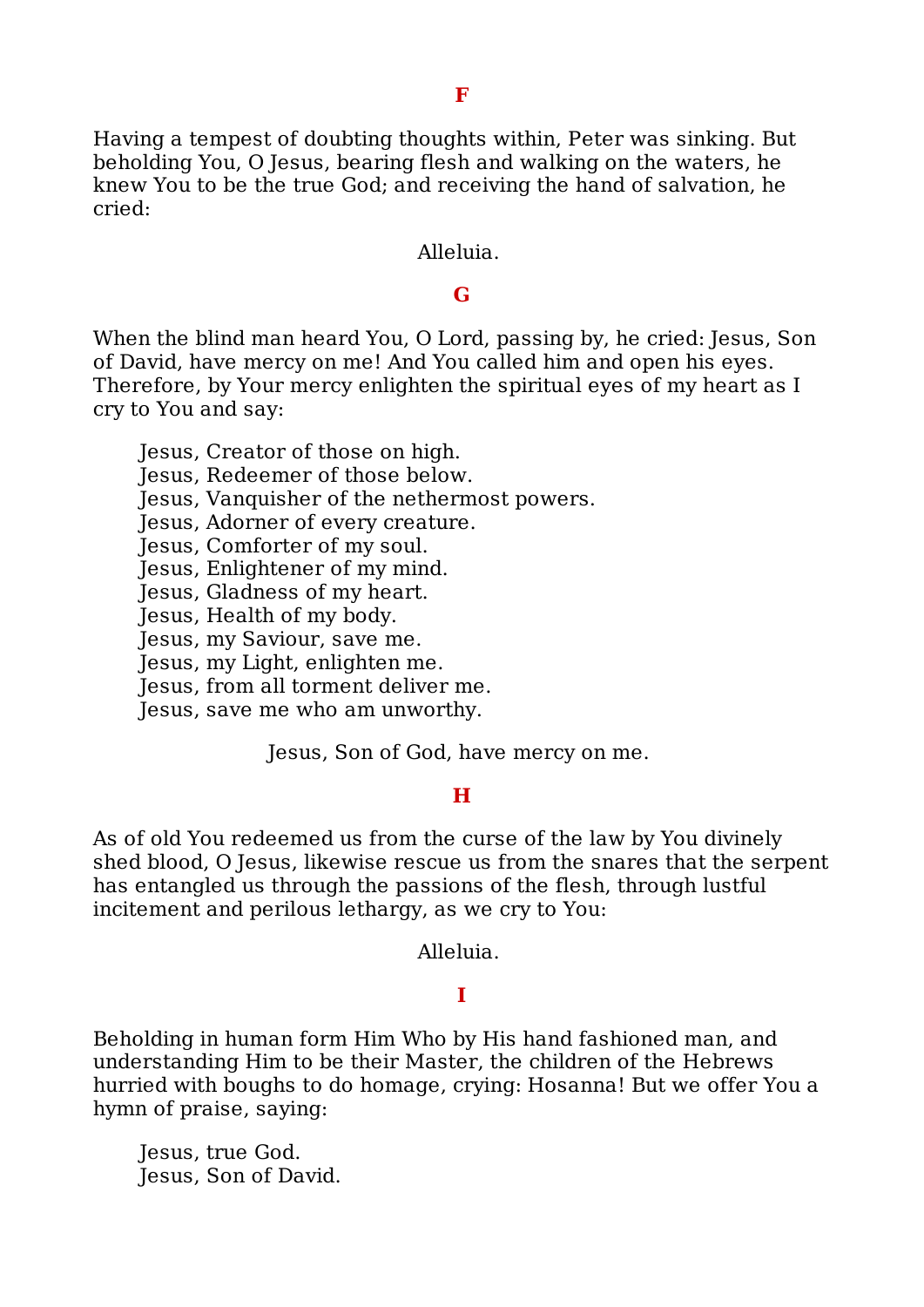### F

Having a tempest of doubting thoughts within, Peter was sinking. But beholding You, O Jesus, bearing flesh and walking on the waters, he knew You to be the true God; and receiving the hand of salvation, he cried:

Alleluia.

### G

When the blind man heard You, O Lord, passing by, he cried: Jesus, Son of David, have mercy on me! And You called him and open his eyes. Therefore, by Your mercy enlighten the spiritual eyes of my heart as I cry to You and say:

Jesus, Creator of those on high.
Jesus, Redeemer of those below.
Jesus, Vanquisher of the nethermost powers.
Jesus, Adorner of every creature.
Jesus, Comforter of my soul.
Jesus, Enlightener of my mind.
Jesus, Gladness of my heart.
Jesus, Health of my body.
Jesus, my Saviour, save me.
Jesus, my Light, enlighten me.
Jesus, from all torment deliver me.
Jesus, save me who am unworthy.

Jesus, Son of God, have mercy on me.

### H

As of old You redeemed us from the curse of the law by You divinely shed blood, O Jesus, likewise rescue us from the snares that the serpent has entangled us through the passions of the flesh, through lustful incitement and perilous lethargy, as we cry to You:

Alleluia.

### I

Beholding in human form Him Who by His hand fashioned man, and understanding Him to be their Master, the children of the Hebrews hurried with boughs to do homage, crying: Hosanna! But we offer You a hymn of praise, saying:

Jesus, true God.
Jesus, Son of David.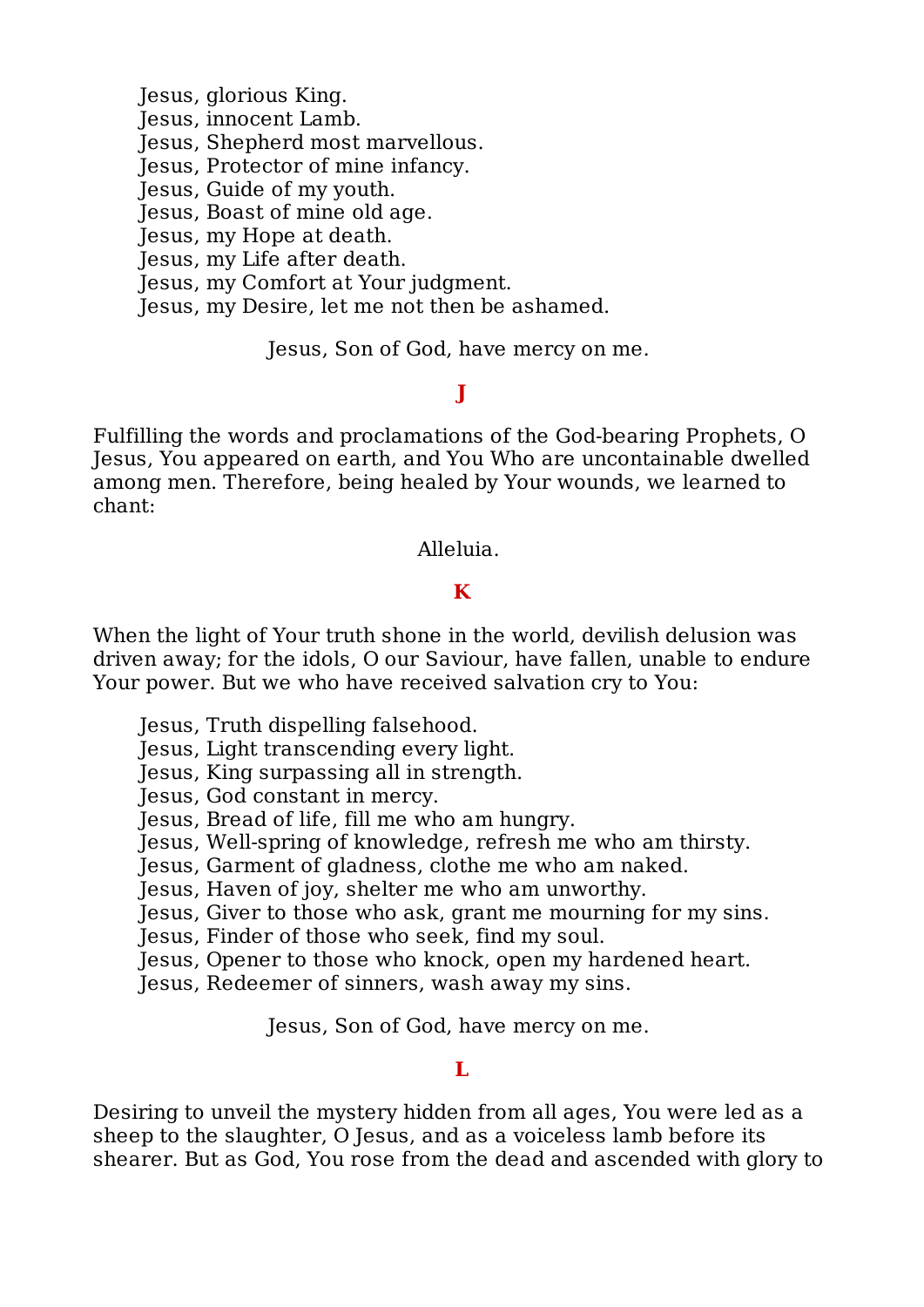Jesus, glorious King.
Jesus, innocent Lamb.
Jesus, Shepherd most marvellous.
Jesus, Protector of mine infancy.
Jesus, Guide of my youth.
Jesus, Boast of mine old age.
Jesus, my Hope at death.
Jesus, my Life after death.
Jesus, my Comfort at Your judgment.
Jesus, my Desire, let me not then be ashamed.

Jesus, Son of God, have mercy on me.

### J

Fulfilling the words and proclamations of the God-bearing Prophets, O Jesus, You appeared on earth, and You Who are uncontainable dwelled among men. Therefore, being healed by Your wounds, we learned to chant:

Alleluia.

### K

When the light of Your truth shone in the world, devilish delusion was driven away; for the idols, O our Saviour, have fallen, unable to endure Your power. But we who have received salvation cry to You:

Jesus, Truth dispelling falsehood.
Jesus, Light transcending every light.
Jesus, King surpassing all in strength.
Jesus, God constant in mercy.
Jesus, Bread of life, fill me who am hungry.
Jesus, Well-spring of knowledge, refresh me who am thirsty.
Jesus, Garment of gladness, clothe me who am naked.
Jesus, Haven of joy, shelter me who am unworthy.
Jesus, Giver to those who ask, grant me mourning for my sins.
Jesus, Finder of those who seek, find my soul.
Jesus, Opener to those who knock, open my hardened heart.
Jesus, Redeemer of sinners, wash away my sins.

Jesus, Son of God, have mercy on me.

### L

Desiring to unveil the mystery hidden from all ages, You were led as a sheep to the slaughter, O Jesus, and as a voiceless lamb before its shearer. But as God, You rose from the dead and ascended with glory to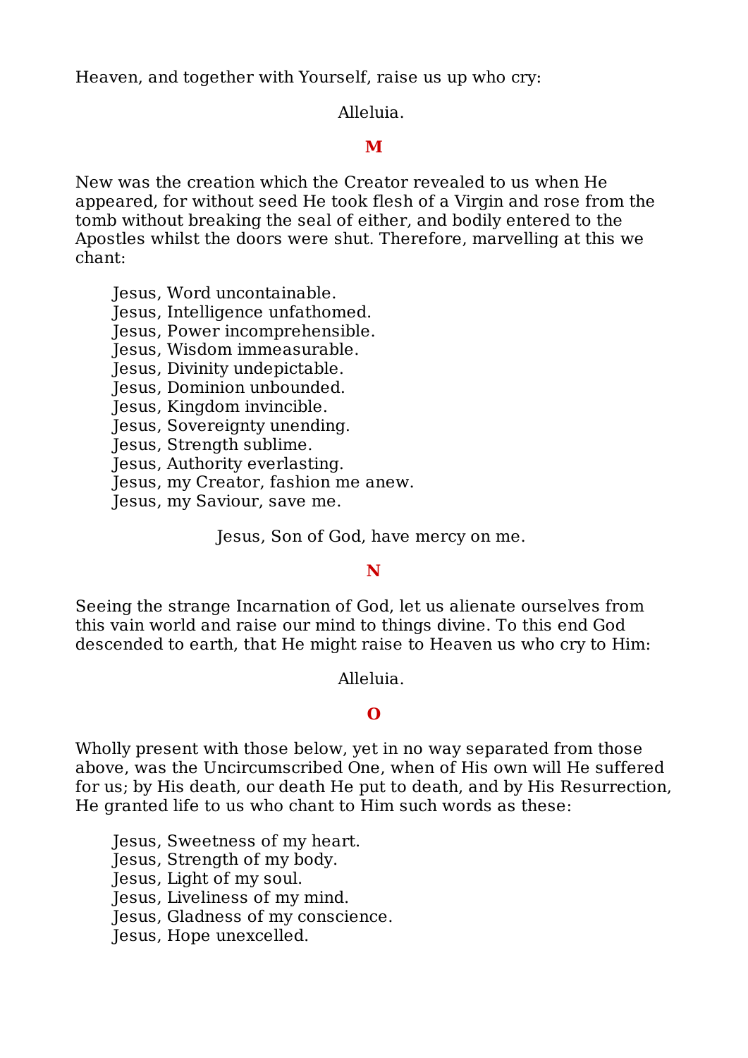Heaven, and together with Yourself, raise us up who cry:

Alleluia.

**M**

New was the creation which the Creator revealed to us when He appeared, for without seed He took flesh of a Virgin and rose from the tomb without breaking the seal of either, and bodily entered to the Apostles whilst the doors were shut. Therefore, marvelling at this we chant:

Jesus, Word uncontainable.
Jesus, Intelligence unfathomed.
Jesus, Power incomprehensible.
Jesus, Wisdom immeasurable.
Jesus, Divinity undepictable.
Jesus, Dominion unbounded.
Jesus, Kingdom invincible.
Jesus, Sovereignty unending.
Jesus, Strength sublime.
Jesus, Authority everlasting.
Jesus, my Creator, fashion me anew.
Jesus, my Saviour, save me.

Jesus, Son of God, have mercy on me.

**N**

Seeing the strange Incarnation of God, let us alienate ourselves from this vain world and raise our mind to things divine. To this end God descended to earth, that He might raise to Heaven us who cry to Him:

Alleluia.

**O**

Wholly present with those below, yet in no way separated from those above, was the Uncircumscribed One, when of His own will He suffered for us; by His death, our death He put to death, and by His Resurrection, He granted life to us who chant to Him such words as these:

Jesus, Sweetness of my heart.
Jesus, Strength of my body.
Jesus, Light of my soul.
Jesus, Liveliness of my mind.
Jesus, Gladness of my conscience.
Jesus, Hope unexcelled.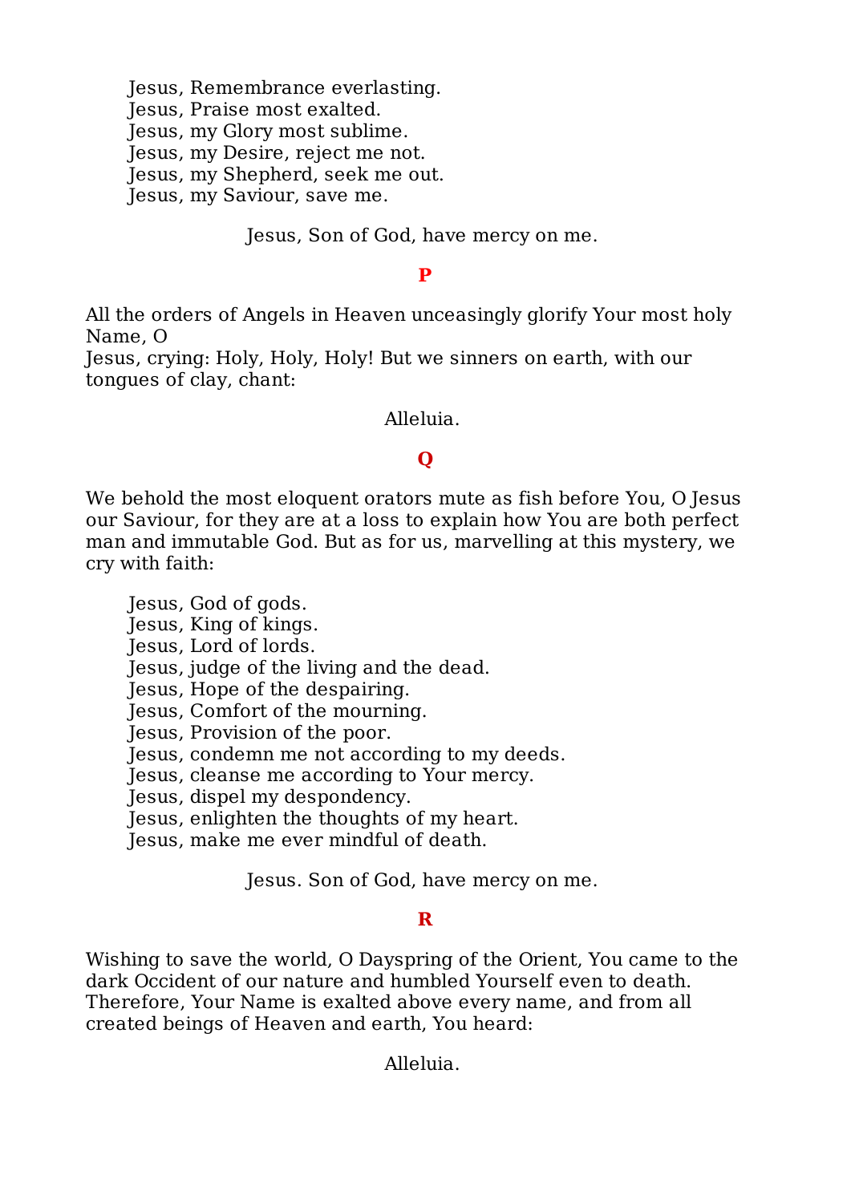Jesus, Remembrance everlasting.
Jesus, Praise most exalted.
Jesus, my Glory most sublime.
Jesus, my Desire, reject me not.
Jesus, my Shepherd, seek me out.
Jesus, my Saviour, save me.

Jesus, Son of God, have mercy on me.

**P**

All the orders of Angels in Heaven unceasingly glorify Your most holy Name, O Jesus, crying: Holy, Holy, Holy! But we sinners on earth, with our tongues of clay, chant:

Alleluia.

**Q**

We behold the most eloquent orators mute as fish before You, O Jesus our Saviour, for they are at a loss to explain how You are both perfect man and immutable God. But as for us, marvelling at this mystery, we cry with faith:

Jesus, God of gods.
Jesus, King of kings.
Jesus, Lord of lords.
Jesus, judge of the living and the dead.
Jesus, Hope of the despairing.
Jesus, Comfort of the mourning.
Jesus, Provision of the poor.
Jesus, condemn me not according to my deeds.
Jesus, cleanse me according to Your mercy.
Jesus, dispel my despondency.
Jesus, enlighten the thoughts of my heart.
Jesus, make me ever mindful of death.

Jesus. Son of God, have mercy on me.

**R**

Wishing to save the world, O Dayspring of the Orient, You came to the dark Occident of our nature and humbled Yourself even to death. Therefore, Your Name is exalted above every name, and from all created beings of Heaven and earth, You heard:

Alleluia.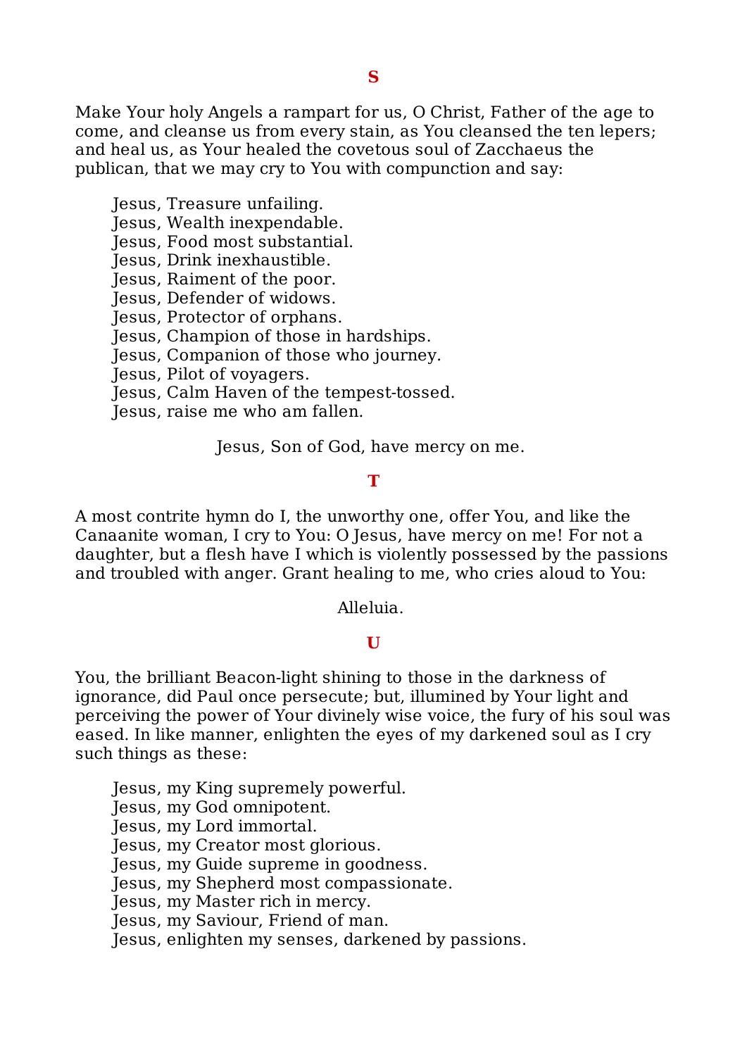**S**

Make Your holy Angels a rampart for us, O Christ, Father of the age to come, and cleanse us from every stain, as You cleansed the ten lepers; and heal us, as Your healed the covetous soul of Zacchaeus the publican, that we may cry to You with compunction and say:

Jesus, Treasure unfailing.
Jesus, Wealth inexpendable.
Jesus, Food most substantial.
Jesus, Drink inexhaustible.
Jesus, Raiment of the poor.
Jesus, Defender of widows.
Jesus, Protector of orphans.
Jesus, Champion of those in hardships.
Jesus, Companion of those who journey.
Jesus, Pilot of voyagers.
Jesus, Calm Haven of the tempest-tossed.
Jesus, raise me who am fallen.

Jesus, Son of God, have mercy on me.

**T**

A most contrite hymn do I, the unworthy one, offer You, and like the Canaanite woman, I cry to You: O Jesus, have mercy on me! For not a daughter, but a flesh have I which is violently possessed by the passions and troubled with anger. Grant healing to me, who cries aloud to You:

Alleluia.

**U**

You, the brilliant Beacon-light shining to those in the darkness of ignorance, did Paul once persecute; but, illumined by Your light and perceiving the power of Your divinely wise voice, the fury of his soul was eased. In like manner, enlighten the eyes of my darkened soul as I cry such things as these:

Jesus, my King supremely powerful.
Jesus, my God omnipotent.
Jesus, my Lord immortal.
Jesus, my Creator most glorious.
Jesus, my Guide supreme in goodness.
Jesus, my Shepherd most compassionate.
Jesus, my Master rich in mercy.
Jesus, my Saviour, Friend of man.
Jesus, enlighten my senses, darkened by passions.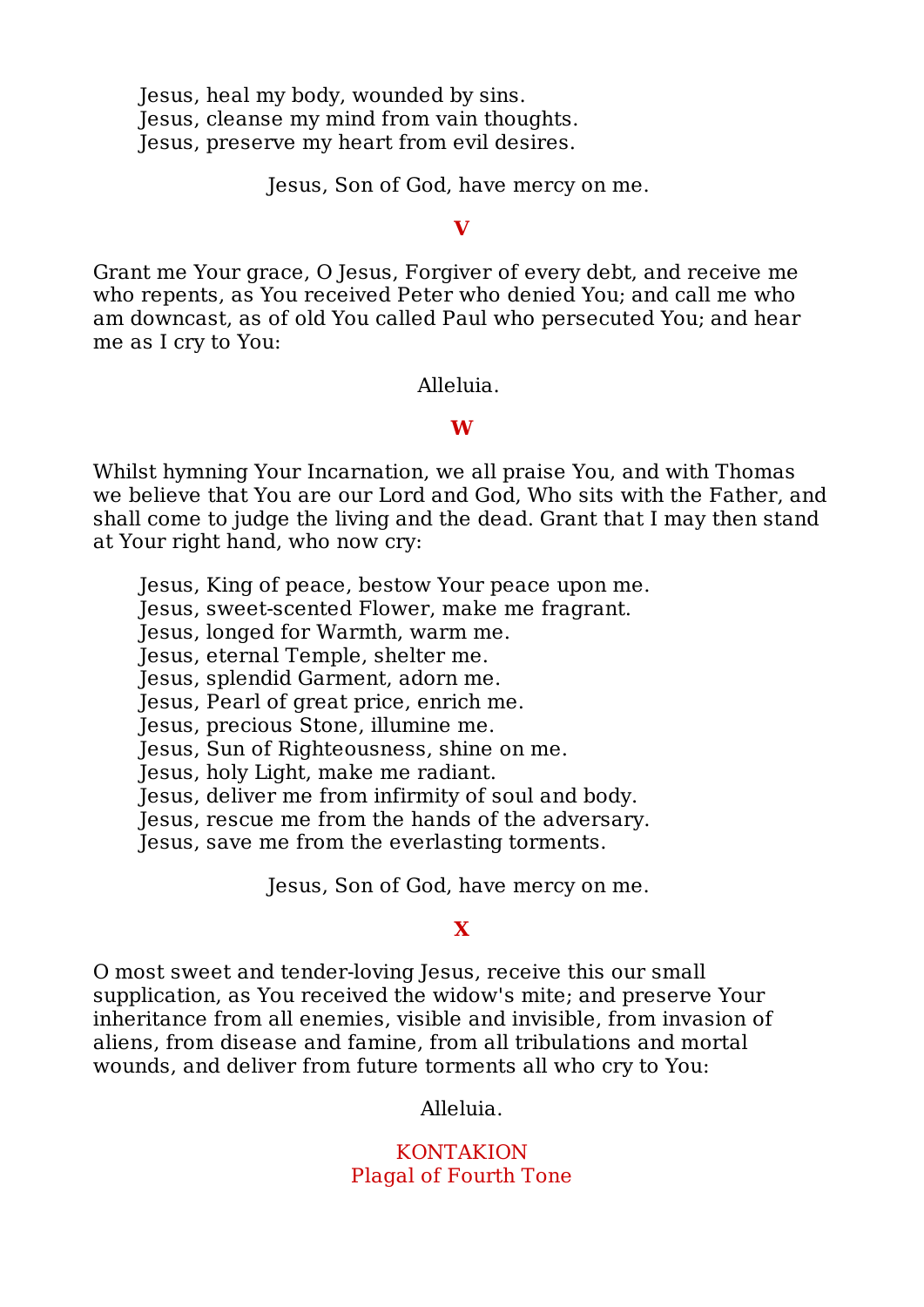Jesus, heal my body, wounded by sins.
Jesus, cleanse my mind from vain thoughts.
Jesus, preserve my heart from evil desires.

Jesus, Son of God, have mercy on me.

### V

Grant me Your grace, O Jesus, Forgiver of every debt, and receive me who repents, as You received Peter who denied You; and call me who am downcast, as of old You called Paul who persecuted You; and hear me as I cry to You:

Alleluia.

### W

Whilst hymning Your Incarnation, we all praise You, and with Thomas we believe that You are our Lord and God, Who sits with the Father, and shall come to judge the living and the dead. Grant that I may then stand at Your right hand, who now cry:

Jesus, King of peace, bestow Your peace upon me.
Jesus, sweet-scented Flower, make me fragrant.
Jesus, longed for Warmth, warm me.
Jesus, eternal Temple, shelter me.
Jesus, splendid Garment, adorn me.
Jesus, Pearl of great price, enrich me.
Jesus, precious Stone, illumine me.
Jesus, Sun of Righteousness, shine on me.
Jesus, holy Light, make me radiant.
Jesus, deliver me from infirmity of soul and body.
Jesus, rescue me from the hands of the adversary.
Jesus, save me from the everlasting torments.

Jesus, Son of God, have mercy on me.

### X

O most sweet and tender-loving Jesus, receive this our small supplication, as You received the widow's mite; and preserve Your inheritance from all enemies, visible and invisible, from invasion of aliens, from disease and famine, from all tribulations and mortal wounds, and deliver from future torments all who cry to You:

Alleluia.

KONTAKION
Plagal of Fourth Tone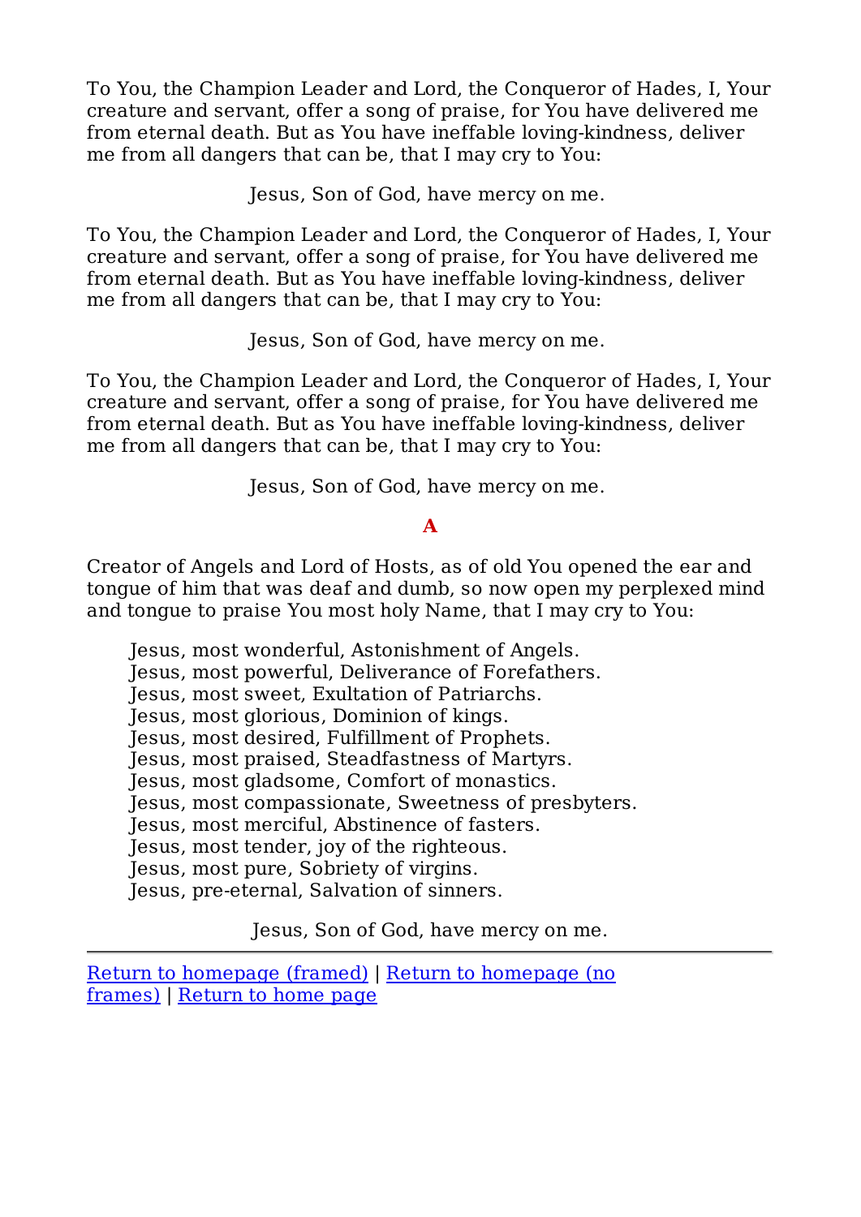To You, the Champion Leader and Lord, the Conqueror of Hades, I, Your creature and servant, offer a song of praise, for You have delivered me from eternal death. But as You have ineffable loving-kindness, deliver me from all dangers that can be, that I may cry to You:

Jesus, Son of God, have mercy on me.

To You, the Champion Leader and Lord, the Conqueror of Hades, I, Your creature and servant, offer a song of praise, for You have delivered me from eternal death. But as You have ineffable loving-kindness, deliver me from all dangers that can be, that I may cry to You:

Jesus, Son of God, have mercy on me.

To You, the Champion Leader and Lord, the Conqueror of Hades, I, Your creature and servant, offer a song of praise, for You have delivered me from eternal death. But as You have ineffable loving-kindness, deliver me from all dangers that can be, that I may cry to You:

Jesus, Son of God, have mercy on me.

**A**

Creator of Angels and Lord of Hosts, as of old You opened the ear and tongue of him that was deaf and dumb, so now open my perplexed mind and tongue to praise You most holy Name, that I may cry to You:

Jesus, most wonderful, Astonishment of Angels.
Jesus, most powerful, Deliverance of Forefathers.
Jesus, most sweet, Exultation of Patriarchs.
Jesus, most glorious, Dominion of kings.
Jesus, most desired, Fulfillment of Prophets.
Jesus, most praised, Steadfastness of Martyrs.
Jesus, most gladsome, Comfort of monastics.
Jesus, most compassionate, Sweetness of presbyters.
Jesus, most merciful, Abstinence of fasters.
Jesus, most tender, joy of the righteous.
Jesus, most pure, Sobriety of virgins.
Jesus, pre-eternal, Salvation of sinners.

Jesus, Son of God, have mercy on me.

---

Return to homepage (framed) | Return to homepage (no frames) | Return to home page